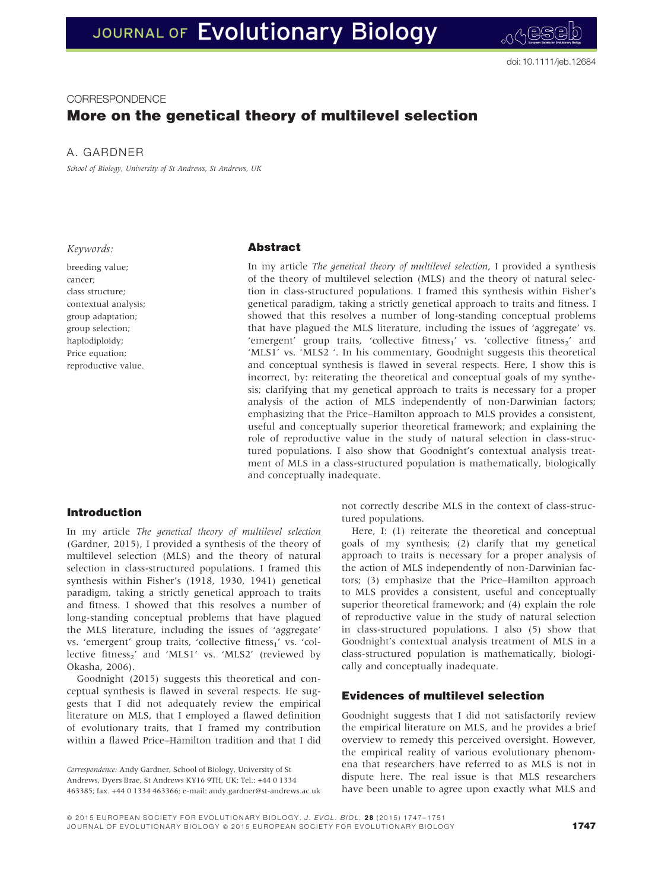CORRESPONDENCE

# More on the genetical theory of multilevel selection

A. GARDNER

*School of Biology, University of St Andrews, St Andrews, UK*

*Keywords:*

breeding value;
cancer;
class structure;
contextual analysis;
group adaptation;
group selection;
haplodiploidy;
Price equation;
reproductive value.

## Abstract

In my article *The genetical theory of multilevel selection*, I provided a synthesis of the theory of multilevel selection (MLS) and the theory of natural selection in class-structured populations. I framed this synthesis within Fisher's genetical paradigm, taking a strictly genetical approach to traits and fitness. I showed that this resolves a number of long-standing conceptual problems that have plagued the MLS literature, including the issues of 'aggregate' vs. 'emergent' group traits, 'collective fitness$_1$' vs. 'collective fitness$_2$' and 'MLS1' vs. 'MLS2 '. In his commentary, Goodnight suggests this theoretical and conceptual synthesis is flawed in several respects. Here, I show this is incorrect, by: reiterating the theoretical and conceptual goals of my synthesis; clarifying that my genetical approach to traits is necessary for a proper analysis of the action of MLS independently of non-Darwinian factors; emphasizing that the Price–Hamilton approach to MLS provides a consistent, useful and conceptually superior theoretical framework; and explaining the role of reproductive value in the study of natural selection in class-structured populations. I also show that Goodnight's contextual analysis treatment of MLS in a class-structured population is mathematically, biologically and conceptually inadequate.

## Introduction

In my article *The genetical theory of multilevel selection* (Gardner, 2015), I provided a synthesis of the theory of multilevel selection (MLS) and the theory of natural selection in class-structured populations. I framed this synthesis within Fisher's (1918, 1930, 1941) genetical paradigm, taking a strictly genetical approach to traits and fitness. I showed that this resolves a number of long-standing conceptual problems that have plagued the MLS literature, including the issues of 'aggregate' vs. 'emergent' group traits, 'collective fitness$_1$' vs. 'collective fitness$_2$' and 'MLS1' vs. 'MLS2' (reviewed by Okasha, 2006).

Goodnight (2015) suggests this theoretical and conceptual synthesis is flawed in several respects. He suggests that I did not adequately review the empirical literature on MLS, that I employed a flawed definition of evolutionary traits, that I framed my contribution within a flawed Price–Hamilton tradition and that I did not correctly describe MLS in the context of class-structured populations.

Here, I: (1) reiterate the theoretical and conceptual goals of my synthesis; (2) clarify that my genetical approach to traits is necessary for a proper analysis of the action of MLS independently of non-Darwinian factors; (3) emphasize that the Price–Hamilton approach to MLS provides a consistent, useful and conceptually superior theoretical framework; and (4) explain the role of reproductive value in the study of natural selection in class-structured populations. I also (5) show that Goodnight's contextual analysis treatment of MLS in a class-structured population is mathematically, biologically and conceptually inadequate.

## Evidences of multilevel selection

Goodnight suggests that I did not satisfactorily review the empirical literature on MLS, and he provides a brief overview to remedy this perceived oversight. However, the empirical reality of various evolutionary phenomena that researchers have referred to as MLS is not in dispute here. The real issue is that MLS researchers have been unable to agree upon exactly what MLS and

*Correspondence:* Andy Gardner, School of Biology, University of St Andrews, Dyers Brae, St Andrews KY16 9TH, UK; Tel.: +44 0 1334 463385; fax. +44 0 1334 463366; e-mail: andy.gardner@st-andrews.ac.uk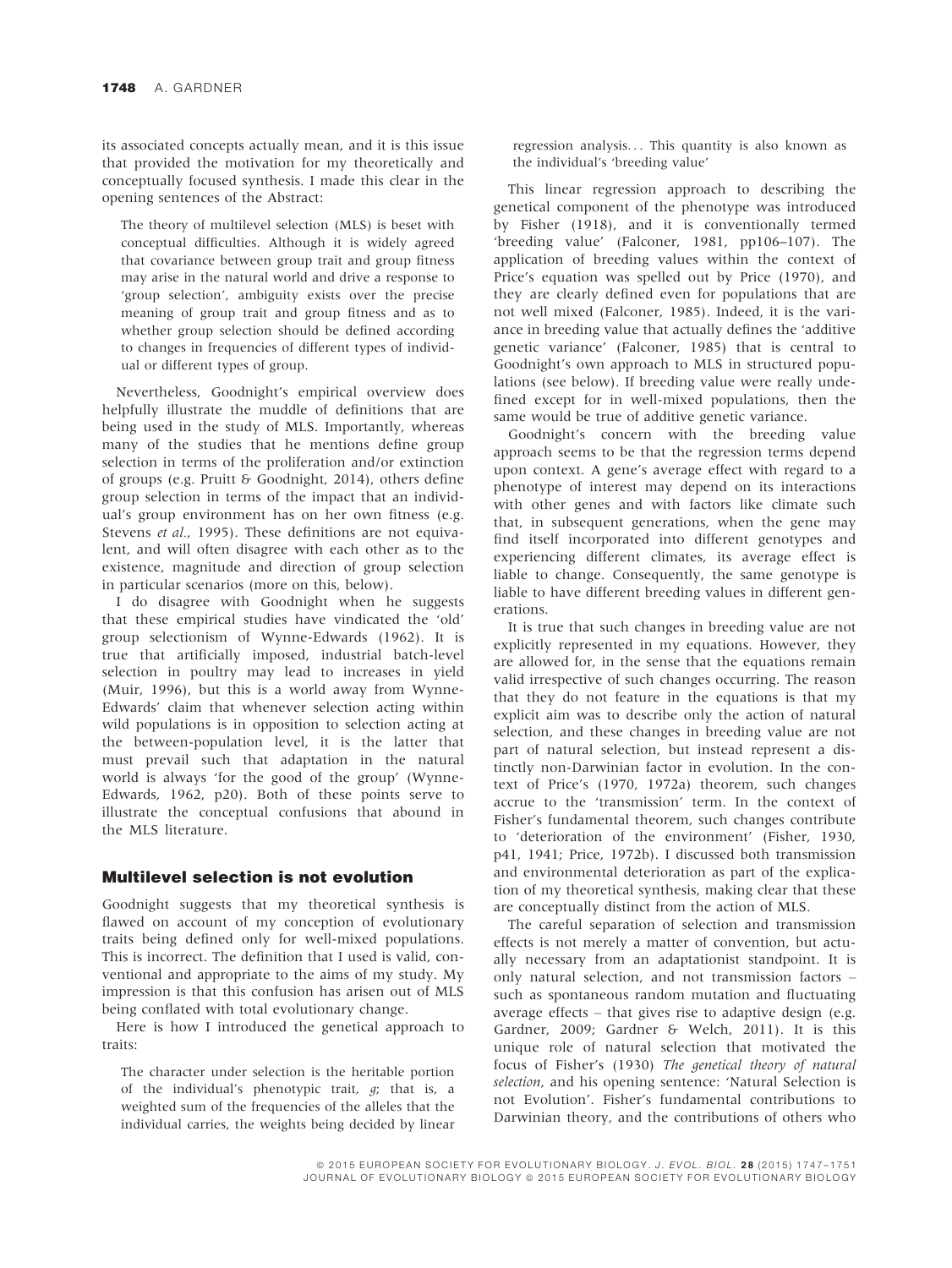its associated concepts actually mean, and it is this issue that provided the motivation for my theoretically and conceptually focused synthesis. I made this clear in the opening sentences of the Abstract:

> The theory of multilevel selection (MLS) is beset with conceptual difficulties. Although it is widely agreed that covariance between group trait and group fitness may arise in the natural world and drive a response to 'group selection', ambiguity exists over the precise meaning of group trait and group fitness and as to whether group selection should be defined according to changes in frequencies of different types of individual or different types of group.

Nevertheless, Goodnight's empirical overview does helpfully illustrate the muddle of definitions that are being used in the study of MLS. Importantly, whereas many of the studies that he mentions define group selection in terms of the proliferation and/or extinction of groups (e.g. Pruitt & Goodnight, 2014), others define group selection in terms of the impact that an individual's group environment has on her own fitness (e.g. Stevens *et al.*, 1995). These definitions are not equivalent, and will often disagree with each other as to the existence, magnitude and direction of group selection in particular scenarios (more on this, below).

I do disagree with Goodnight when he suggests that these empirical studies have vindicated the 'old' group selectionism of Wynne-Edwards (1962). It is true that artificially imposed, industrial batch-level selection in poultry may lead to increases in yield (Muir, 1996), but this is a world away from Wynne-Edwards' claim that whenever selection acting within wild populations is in opposition to selection acting at the between-population level, it is the latter that must prevail such that adaptation in the natural world is always 'for the good of the group' (Wynne-Edwards, 1962, p20). Both of these points serve to illustrate the conceptual confusions that abound in the MLS literature.

## Multilevel selection is not evolution

Goodnight suggests that my theoretical synthesis is flawed on account of my conception of evolutionary traits being defined only for well-mixed populations. This is incorrect. The definition that I used is valid, conventional and appropriate to the aims of my study. My impression is that this confusion has arisen out of MLS being conflated with total evolutionary change.

Here is how I introduced the genetical approach to traits:

> The character under selection is the heritable portion of the individual's phenotypic trait, $g$; that is, a weighted sum of the frequencies of the alleles that the individual carries, the weights being decided by linear regression analysis... This quantity is also known as the individual's 'breeding value'

This linear regression approach to describing the genetical component of the phenotype was introduced by Fisher (1918), and it is conventionally termed 'breeding value' (Falconer, 1981, pp106–107). The application of breeding values within the context of Price's equation was spelled out by Price (1970), and they are clearly defined even for populations that are not well mixed (Falconer, 1985). Indeed, it is the variance in breeding value that actually defines the 'additive genetic variance' (Falconer, 1985) that is central to Goodnight's own approach to MLS in structured populations (see below). If breeding value were really undefined except for in well-mixed populations, then the same would be true of additive genetic variance.

Goodnight's concern with the breeding value approach seems to be that the regression terms depend upon context. A gene's average effect with regard to a phenotype of interest may depend on its interactions with other genes and with factors like climate such that, in subsequent generations, when the gene may find itself incorporated into different genotypes and experiencing different climates, its average effect is liable to change. Consequently, the same genotype is liable to have different breeding values in different generations.

It is true that such changes in breeding value are not explicitly represented in my equations. However, they are allowed for, in the sense that the equations remain valid irrespective of such changes occurring. The reason that they do not feature in the equations is that my explicit aim was to describe only the action of natural selection, and these changes in breeding value are not part of natural selection, but instead represent a distinctly non-Darwinian factor in evolution. In the context of Price's (1970, 1972a) theorem, such changes accrue to the 'transmission' term. In the context of Fisher's fundamental theorem, such changes contribute to 'deterioration of the environment' (Fisher, 1930, p41, 1941; Price, 1972b). I discussed both transmission and environmental deterioration as part of the explication of my theoretical synthesis, making clear that these are conceptually distinct from the action of MLS.

The careful separation of selection and transmission effects is not merely a matter of convention, but actually necessary from an adaptationist standpoint. It is only natural selection, and not transmission factors – such as spontaneous random mutation and fluctuating average effects – that gives rise to adaptive design (e.g. Gardner, 2009; Gardner & Welch, 2011). It is this unique role of natural selection that motivated the focus of Fisher's (1930) *The genetical theory of natural selection*, and his opening sentence: 'Natural Selection is not Evolution'. Fisher's fundamental contributions to Darwinian theory, and the contributions of others who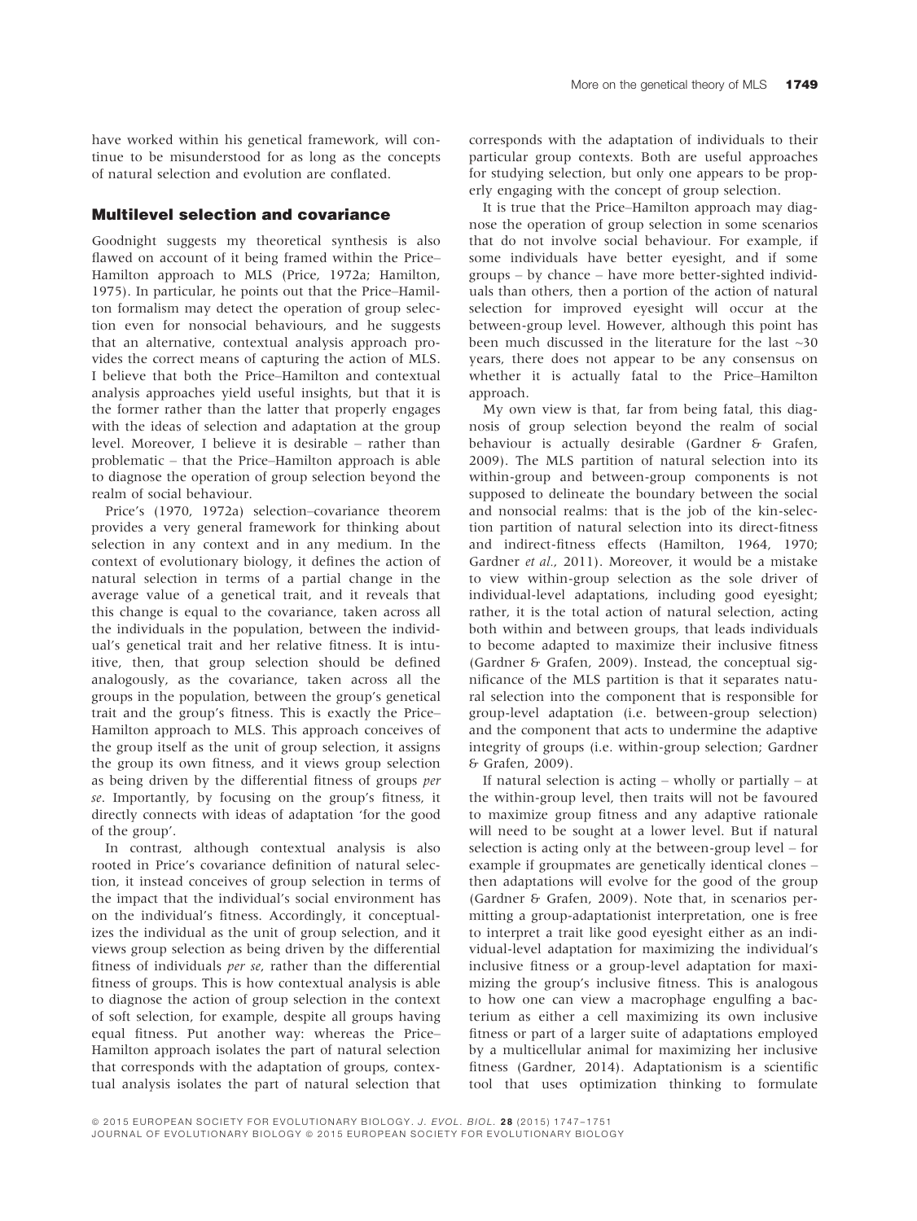have worked within his genetical framework, will continue to be misunderstood for as long as the concepts of natural selection and evolution are conflated.

## Multilevel selection and covariance

Goodnight suggests my theoretical synthesis is also flawed on account of it being framed within the Price–Hamilton approach to MLS (Price, 1972a; Hamilton, 1975). In particular, he points out that the Price–Hamilton formalism may detect the operation of group selection even for nonsocial behaviours, and he suggests that an alternative, contextual analysis approach provides the correct means of capturing the action of MLS. I believe that both the Price–Hamilton and contextual analysis approaches yield useful insights, but that it is the former rather than the latter that properly engages with the ideas of selection and adaptation at the group level. Moreover, I believe it is desirable – rather than problematic – that the Price–Hamilton approach is able to diagnose the operation of group selection beyond the realm of social behaviour.

Price's (1970, 1972a) selection–covariance theorem provides a very general framework for thinking about selection in any context and in any medium. In the context of evolutionary biology, it defines the action of natural selection in terms of a partial change in the average value of a genetical trait, and it reveals that this change is equal to the covariance, taken across all the individuals in the population, between the individual's genetical trait and her relative fitness. It is intuitive, then, that group selection should be defined analogously, as the covariance, taken across all the groups in the population, between the group's genetical trait and the group's fitness. This is exactly the Price–Hamilton approach to MLS. This approach conceives of the group itself as the unit of group selection, it assigns the group its own fitness, and it views group selection as being driven by the differential fitness of groups *per se*. Importantly, by focusing on the group's fitness, it directly connects with ideas of adaptation 'for the good of the group'.

In contrast, although contextual analysis is also rooted in Price's covariance definition of natural selection, it instead conceives of group selection in terms of the impact that the individual's social environment has on the individual's fitness. Accordingly, it conceptualizes the individual as the unit of group selection, and it views group selection as being driven by the differential fitness of individuals *per se*, rather than the differential fitness of groups. This is how contextual analysis is able to diagnose the action of group selection in the context of soft selection, for example, despite all groups having equal fitness. Put another way: whereas the Price–Hamilton approach isolates the part of natural selection that corresponds with the adaptation of groups, contextual analysis isolates the part of natural selection that corresponds with the adaptation of individuals to their particular group contexts. Both are useful approaches for studying selection, but only one appears to be properly engaging with the concept of group selection.

It is true that the Price–Hamilton approach may diagnose the operation of group selection in some scenarios that do not involve social behaviour. For example, if some individuals have better eyesight, and if some groups – by chance – have more better-sighted individuals than others, then a portion of the action of natural selection for improved eyesight will occur at the between-group level. However, although this point has been much discussed in the literature for the last ~30 years, there does not appear to be any consensus on whether it is actually fatal to the Price–Hamilton approach.

My own view is that, far from being fatal, this diagnosis of group selection beyond the realm of social behaviour is actually desirable (Gardner & Grafen, 2009). The MLS partition of natural selection into its within-group and between-group components is not supposed to delineate the boundary between the social and nonsocial realms: that is the job of the kin-selection partition of natural selection into its direct-fitness and indirect-fitness effects (Hamilton, 1964, 1970; Gardner *et al.*, 2011). Moreover, it would be a mistake to view within-group selection as the sole driver of individual-level adaptations, including good eyesight; rather, it is the total action of natural selection, acting both within and between groups, that leads individuals to become adapted to maximize their inclusive fitness (Gardner & Grafen, 2009). Instead, the conceptual significance of the MLS partition is that it separates natural selection into the component that is responsible for group-level adaptation (i.e. between-group selection) and the component that acts to undermine the adaptive integrity of groups (i.e. within-group selection; Gardner & Grafen, 2009).

If natural selection is acting – wholly or partially – at the within-group level, then traits will not be favoured to maximize group fitness and any adaptive rationale will need to be sought at a lower level. But if natural selection is acting only at the between-group level – for example if groupmates are genetically identical clones – then adaptations will evolve for the good of the group (Gardner & Grafen, 2009). Note that, in scenarios permitting a group-adaptationist interpretation, one is free to interpret a trait like good eyesight either as an individual-level adaptation for maximizing the individual's inclusive fitness or a group-level adaptation for maximizing the group's inclusive fitness. This is analogous to how one can view a macrophage engulfing a bacterium as either a cell maximizing its own inclusive fitness or part of a larger suite of adaptations employed by a multicellular animal for maximizing her inclusive fitness (Gardner, 2014). Adaptationism is a scientific tool that uses optimization thinking to formulate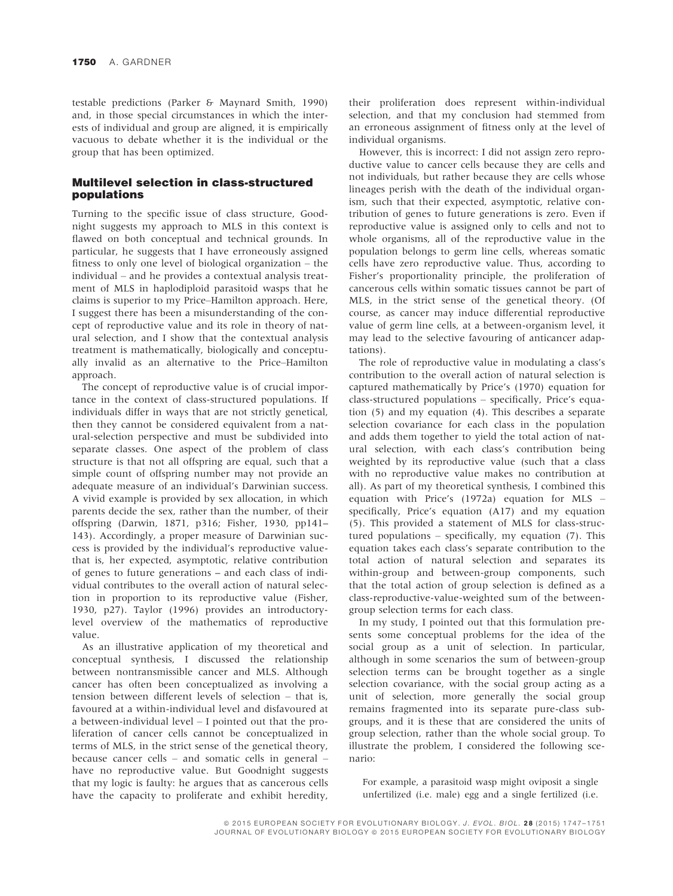testable predictions (Parker & Maynard Smith, 1990) and, in those special circumstances in which the interests of individual and group are aligned, it is empirically vacuous to debate whether it is the individual or the group that has been optimized.

## Multilevel selection in class-structured populations

Turning to the specific issue of class structure, Goodnight suggests my approach to MLS in this context is flawed on both conceptual and technical grounds. In particular, he suggests that I have erroneously assigned fitness to only one level of biological organization – the individual – and he provides a contextual analysis treatment of MLS in haplodiploid parasitoid wasps that he claims is superior to my Price–Hamilton approach. Here, I suggest there has been a misunderstanding of the concept of reproductive value and its role in theory of natural selection, and I show that the contextual analysis treatment is mathematically, biologically and conceptually invalid as an alternative to the Price–Hamilton approach.

The concept of reproductive value is of crucial importance in the context of class-structured populations. If individuals differ in ways that are not strictly genetical, then they cannot be considered equivalent from a natural-selection perspective and must be subdivided into separate classes. One aspect of the problem of class structure is that not all offspring are equal, such that a simple count of offspring number may not provide an adequate measure of an individual's Darwinian success. A vivid example is provided by sex allocation, in which parents decide the sex, rather than the number, of their offspring (Darwin, 1871, p316; Fisher, 1930, pp141–143). Accordingly, a proper measure of Darwinian success is provided by the individual's reproductive value-that is, her expected, asymptotic, relative contribution of genes to future generations – and each class of individual contributes to the overall action of natural selection in proportion to its reproductive value (Fisher, 1930, p27). Taylor (1996) provides an introductory-level overview of the mathematics of reproductive value.

As an illustrative application of my theoretical and conceptual synthesis, I discussed the relationship between nontransmissible cancer and MLS. Although cancer has often been conceptualized as involving a tension between different levels of selection – that is, favoured at a within-individual level and disfavoured at a between-individual level – I pointed out that the proliferation of cancer cells cannot be conceptualized in terms of MLS, in the strict sense of the genetical theory, because cancer cells – and somatic cells in general – have no reproductive value. But Goodnight suggests that my logic is faulty: he argues that as cancerous cells have the capacity to proliferate and exhibit heredity, their proliferation does represent within-individual selection, and that my conclusion had stemmed from an erroneous assignment of fitness only at the level of individual organisms.

However, this is incorrect: I did not assign zero reproductive value to cancer cells because they are cells and not individuals, but rather because they are cells whose lineages perish with the death of the individual organism, such that their expected, asymptotic, relative contribution of genes to future generations is zero. Even if reproductive value is assigned only to cells and not to whole organisms, all of the reproductive value in the population belongs to germ line cells, whereas somatic cells have zero reproductive value. Thus, according to Fisher's proportionality principle, the proliferation of cancerous cells within somatic tissues cannot be part of MLS, in the strict sense of the genetical theory. (Of course, as cancer may induce differential reproductive value of germ line cells, at a between-organism level, it may lead to the selective favouring of anticancer adaptations).

The role of reproductive value in modulating a class's contribution to the overall action of natural selection is captured mathematically by Price's (1970) equation for class-structured populations – specifically, Price's equation (5) and my equation (4). This describes a separate selection covariance for each class in the population and adds them together to yield the total action of natural selection, with each class's contribution being weighted by its reproductive value (such that a class with no reproductive value makes no contribution at all). As part of my theoretical synthesis, I combined this equation with Price's (1972a) equation for MLS – specifically, Price's equation (A17) and my equation (5). This provided a statement of MLS for class-structured populations – specifically, my equation (7). This equation takes each class's separate contribution to the total action of natural selection and separates its within-group and between-group components, such that the total action of group selection is defined as a class-reproductive-value-weighted sum of the between-group selection terms for each class.

In my study, I pointed out that this formulation presents some conceptual problems for the idea of the social group as a unit of selection. In particular, although in some scenarios the sum of between-group selection terms can be brought together as a single selection covariance, with the social group acting as a unit of selection, more generally the social group remains fragmented into its separate pure-class subgroups, and it is these that are considered the units of group selection, rather than the whole social group. To illustrate the problem, I considered the following scenario:

> For example, a parasitoid wasp might oviposit a single unfertilized (i.e. male) egg and a single fertilized (i.e.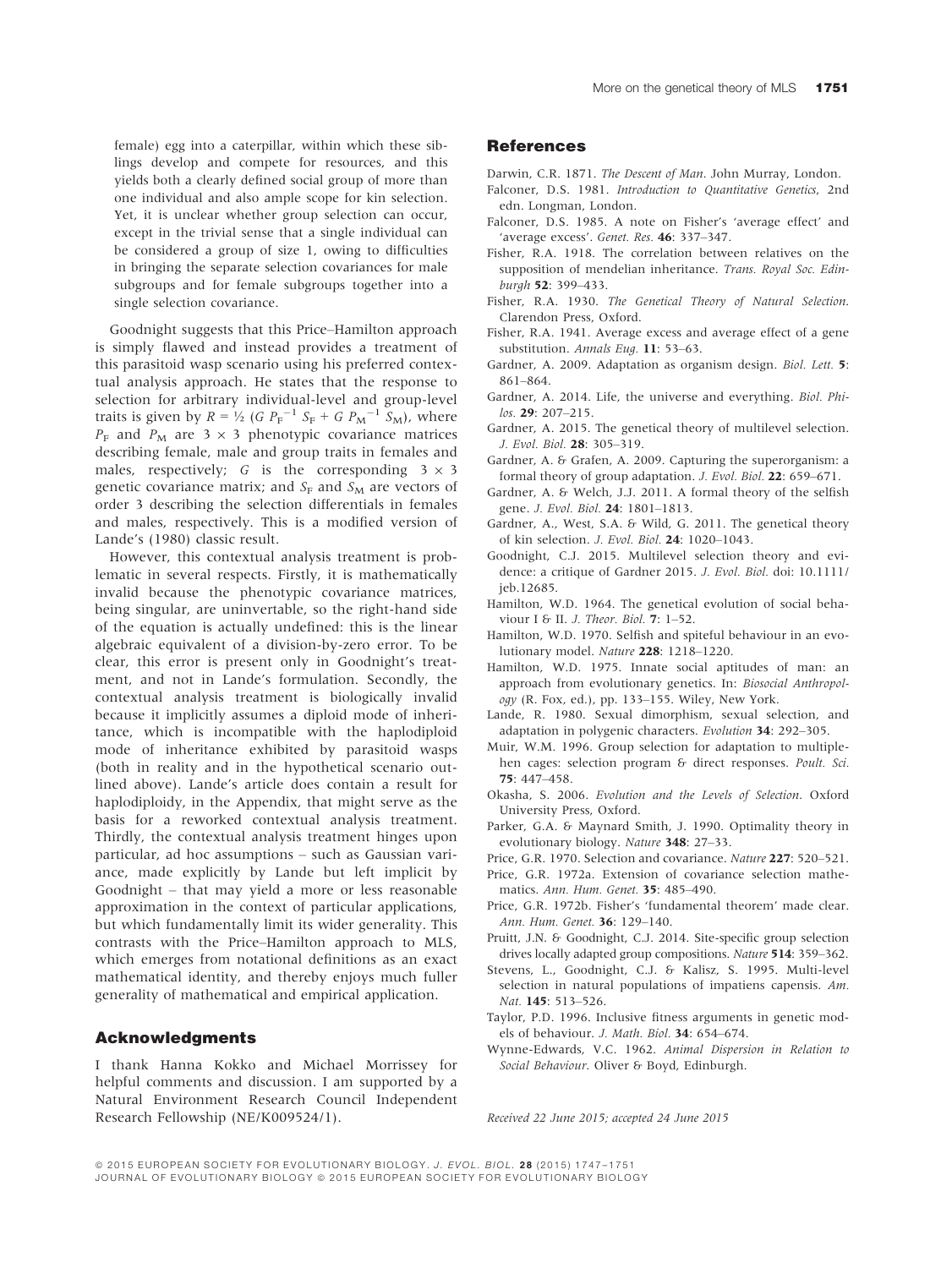female) egg into a caterpillar, within which these siblings develop and compete for resources, and this yields both a clearly defined social group of more than one individual and also ample scope for kin selection. Yet, it is unclear whether group selection can occur, except in the trivial sense that a single individual can be considered a group of size 1, owing to difficulties in bringing the separate selection covariances for male subgroups and for female subgroups together into a single selection covariance.

Goodnight suggests that this Price–Hamilton approach is simply flawed and instead provides a treatment of this parasitoid wasp scenario using his preferred contextual analysis approach. He states that the response to selection for arbitrary individual-level and group-level traits is given by $R = ½ (G\, P_F^{-1}\, S_F + G\, P_M^{-1}\, S_M)$, where $P_F$ and $P_M$ are $3 \times 3$ phenotypic covariance matrices describing female, male and group traits in females and males, respectively; $G$ is the corresponding $3 \times 3$ genetic covariance matrix; and $S_F$ and $S_M$ are vectors of order 3 describing the selection differentials in females and males, respectively. This is a modified version of Lande's (1980) classic result.

However, this contextual analysis treatment is problematic in several respects. Firstly, it is mathematically invalid because the phenotypic covariance matrices, being singular, are uninvertable, so the right-hand side of the equation is actually undefined: this is the linear algebraic equivalent of a division-by-zero error. To be clear, this error is present only in Goodnight's treatment, and not in Lande's formulation. Secondly, the contextual analysis treatment is biologically invalid because it implicitly assumes a diploid mode of inheritance, which is incompatible with the haplodiploid mode of inheritance exhibited by parasitoid wasps (both in reality and in the hypothetical scenario outlined above). Lande's article does contain a result for haplodiploidy, in the Appendix, that might serve as the basis for a reworked contextual analysis treatment. Thirdly, the contextual analysis treatment hinges upon particular, ad hoc assumptions – such as Gaussian variance, made explicitly by Lande but left implicit by Goodnight – that may yield a more or less reasonable approximation in the context of particular applications, but which fundamentally limit its wider generality. This contrasts with the Price–Hamilton approach to MLS, which emerges from notational definitions as an exact mathematical identity, and thereby enjoys much fuller generality of mathematical and empirical application.

## Acknowledgments

I thank Hanna Kokko and Michael Morrissey for helpful comments and discussion. I am supported by a Natural Environment Research Council Independent Research Fellowship (NE/K009524/1).

## References

Darwin, C.R. 1871. *The Descent of Man*. John Murray, London.

Falconer, D.S. 1981. *Introduction to Quantitative Genetics*, 2nd edn. Longman, London.

Falconer, D.S. 1985. A note on Fisher's 'average effect' and 'average excess'. *Genet. Res.* **46**: 337–347.

Fisher, R.A. 1918. The correlation between relatives on the supposition of mendelian inheritance. *Trans. Royal Soc. Edinburgh* **52**: 399–433.

Fisher, R.A. 1930. *The Genetical Theory of Natural Selection*. Clarendon Press, Oxford.

Fisher, R.A. 1941. Average excess and average effect of a gene substitution. *Annals Eug.* **11**: 53–63.

Gardner, A. 2009. Adaptation as organism design. *Biol. Lett.* **5**: 861–864.

Gardner, A. 2014. Life, the universe and everything. *Biol. Philos.* **29**: 207–215.

Gardner, A. 2015. The genetical theory of multilevel selection. *J. Evol. Biol.* **28**: 305–319.

Gardner, A. & Grafen, A. 2009. Capturing the superorganism: a formal theory of group adaptation. *J. Evol. Biol.* **22**: 659–671.

Gardner, A. & Welch, J.J. 2011. A formal theory of the selfish gene. *J. Evol. Biol.* **24**: 1801–1813.

Gardner, A., West, S.A. & Wild, G. 2011. The genetical theory of kin selection. *J. Evol. Biol.* **24**: 1020–1043.

Goodnight, C.J. 2015. Multilevel selection theory and evidence: a critique of Gardner 2015. *J. Evol. Biol.* doi: 10.1111/jeb.12685.

Hamilton, W.D. 1964. The genetical evolution of social behaviour I & II. *J. Theor. Biol.* **7**: 1–52.

Hamilton, W.D. 1970. Selfish and spiteful behaviour in an evolutionary model. *Nature* **228**: 1218–1220.

Hamilton, W.D. 1975. Innate social aptitudes of man: an approach from evolutionary genetics. In: *Biosocial Anthropology* (R. Fox, ed.), pp. 133–155. Wiley, New York.

Lande, R. 1980. Sexual dimorphism, sexual selection, and adaptation in polygenic characters. *Evolution* **34**: 292–305.

Muir, W.M. 1996. Group selection for adaptation to multiple-hen cages: selection program & direct responses. *Poult. Sci.* **75**: 447–458.

Okasha, S. 2006. *Evolution and the Levels of Selection*. Oxford University Press, Oxford.

Parker, G.A. & Maynard Smith, J. 1990. Optimality theory in evolutionary biology. *Nature* **348**: 27–33.

Price, G.R. 1970. Selection and covariance. *Nature* **227**: 520–521.

Price, G.R. 1972a. Extension of covariance selection mathematics. *Ann. Hum. Genet.* **35**: 485–490.

Price, G.R. 1972b. Fisher's 'fundamental theorem' made clear. *Ann. Hum. Genet.* **36**: 129–140.

Pruitt, J.N. & Goodnight, C.J. 2014. Site-specific group selection drives locally adapted group compositions. *Nature* **514**: 359–362.

Stevens, L., Goodnight, C.J. & Kalisz, S. 1995. Multi-level selection in natural populations of impatiens capensis. *Am. Nat.* **145**: 513–526.

Taylor, P.D. 1996. Inclusive fitness arguments in genetic models of behaviour. *J. Math. Biol.* **34**: 654–674.

Wynne-Edwards, V.C. 1962. *Animal Dispersion in Relation to Social Behaviour*. Oliver & Boyd, Edinburgh.

*Received 22 June 2015; accepted 24 June 2015*